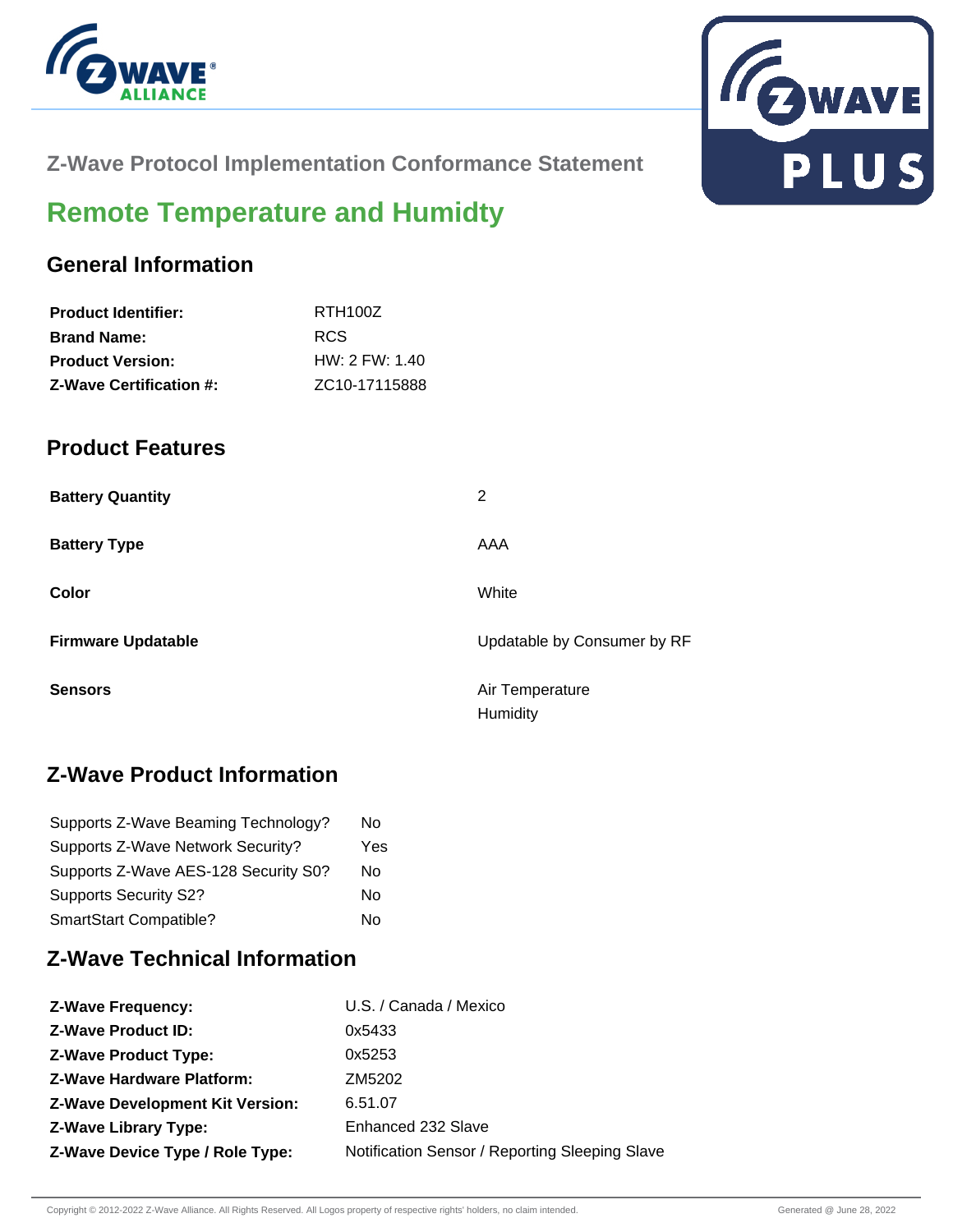## Z-Wave Protocol Implementation Conformance Statement

# Remote Temperature and Humidty

## General Information

| | |
|---|---|
| **Product Identifier:** | RTH100Z |
| **Brand Name:** | RCS |
| **Product Version:** | HW: 2 FW: 1.40 |
| **Z-Wave Certification #:** | ZC10-17115888 |

## Product Features

| | |
|---|---|
| **Battery Quantity** | 2 |
| **Battery Type** | AAA |
| **Color** | White |
| **Firmware Updatable** | Updatable by Consumer by RF |
| **Sensors** | Air Temperature<br>Humidity |

## Z-Wave Product Information

| | |
|---|---|
| Supports Z-Wave Beaming Technology? | No |
| Supports Z-Wave Network Security? | Yes |
| Supports Z-Wave AES-128 Security S0? | No |
| Supports Security S2? | No |
| SmartStart Compatible? | No |

## Z-Wave Technical Information

| | |
|---|---|
| **Z-Wave Frequency:** | U.S. / Canada / Mexico |
| **Z-Wave Product ID:** | 0x5433 |
| **Z-Wave Product Type:** | 0x5253 |
| **Z-Wave Hardware Platform:** | ZM5202 |
| **Z-Wave Development Kit Version:** | 6.51.07 |
| **Z-Wave Library Type:** | Enhanced 232 Slave |
| **Z-Wave Device Type / Role Type:** | Notification Sensor / Reporting Sleeping Slave |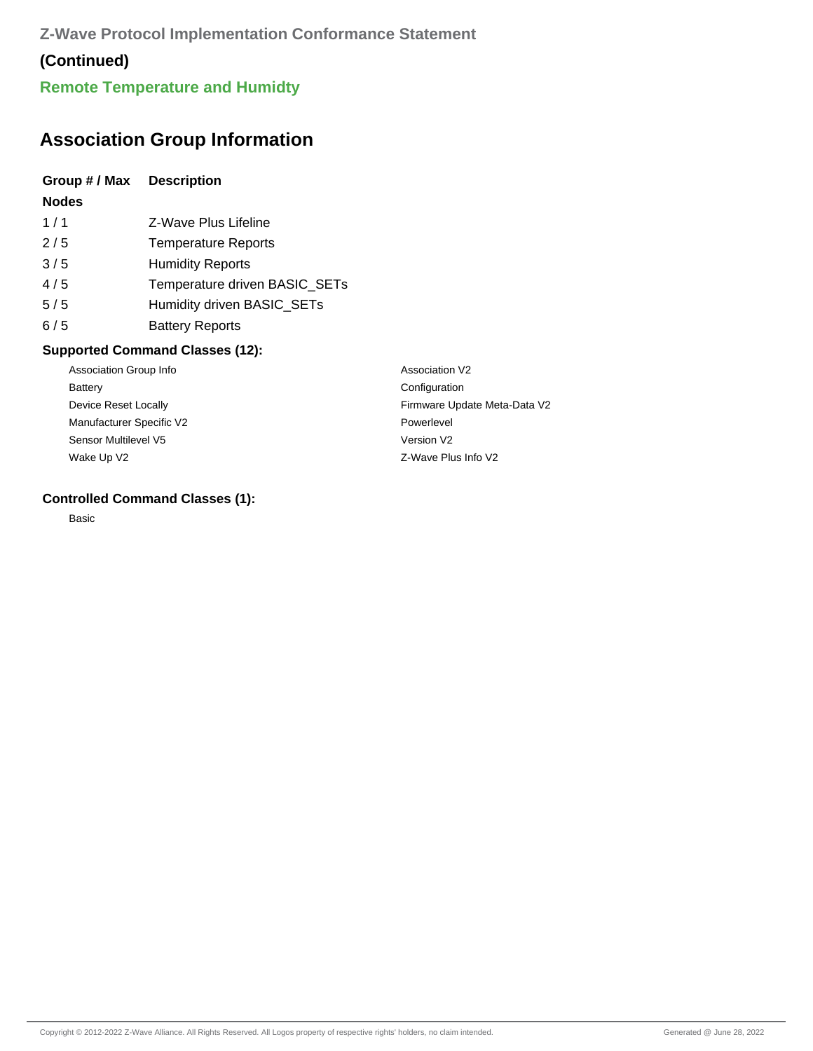## Z-Wave Protocol Implementation Conformance Statement

### (Continued)

### Remote Temperature and Humidty

# Association Group Information

| Group # / Max Nodes | Description |
|---|---|
| 1 / 1 | Z-Wave Plus Lifeline |
| 2 / 5 | Temperature Reports |
| 3 / 5 | Humidity Reports |
| 4 / 5 | Temperature driven BASIC_SETs |
| 5 / 5 | Humidity driven BASIC_SETs |
| 6 / 5 | Battery Reports |

**Supported Command Classes (12):**

- Association Group Info
- Association V2
- Battery
- Configuration
- Device Reset Locally
- Firmware Update Meta-Data V2
- Manufacturer Specific V2
- Powerlevel
- Sensor Multilevel V5
- Version V2
- Wake Up V2
- Z-Wave Plus Info V2

**Controlled Command Classes (1):**

- Basic